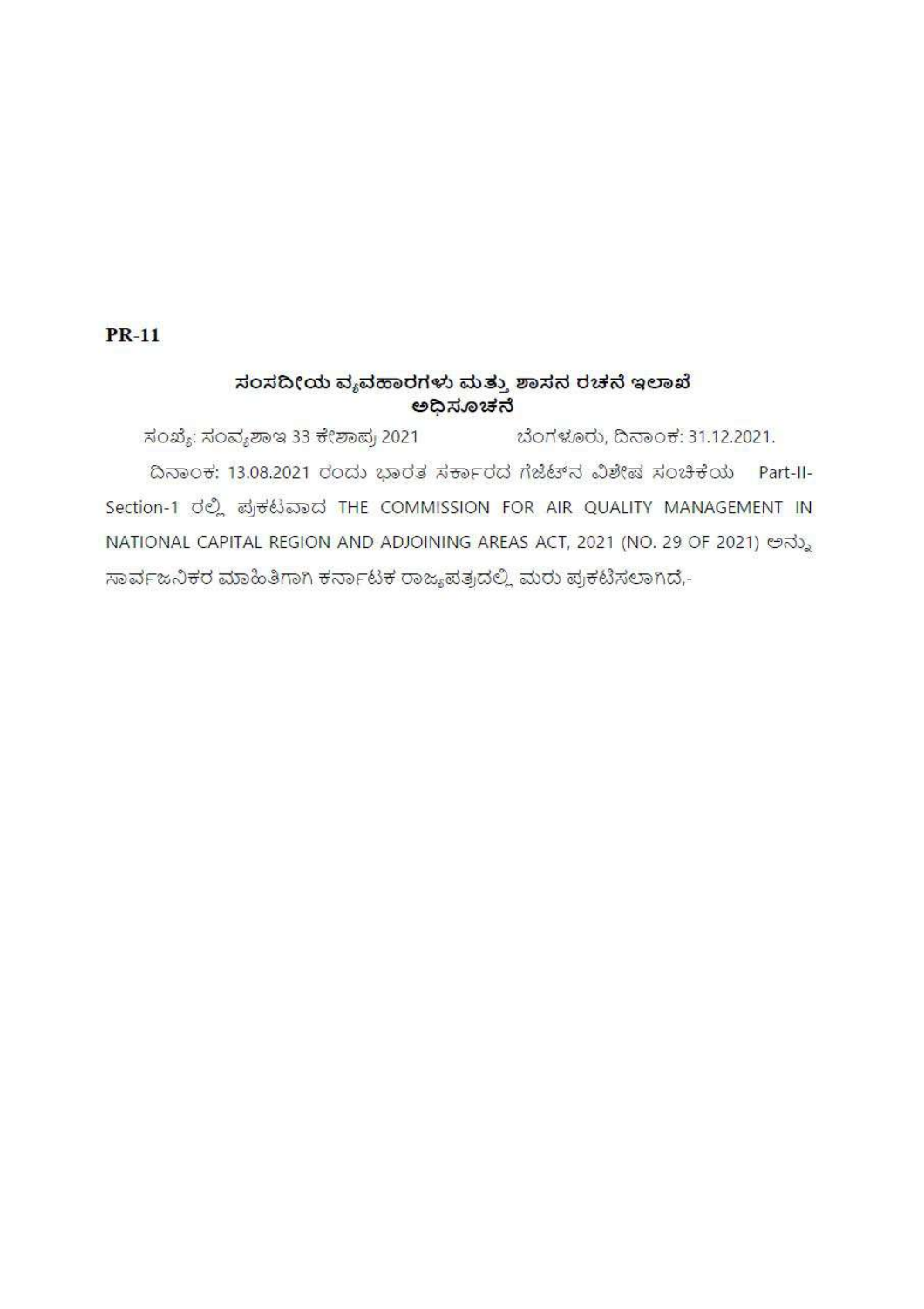**PR-11**

## ಸಂಸದೀಯ ವ್ಯವಹಾರಗಳು ಮತ್ತು ಶಾಸನ ರಚನೆ ಇಲಾಖೆ
## ಅಧಿಸೂಚನೆ

ಸಂಖ್ಯೆ: ಸಂವ್ಯಶಾಇ 33 ಕೇಶಾಪ್ರ 2021 ಬೆಂಗಳೂರು, ದಿನಾಂಕ: 31.12.2021.

ದಿನಾಂಕ: 13.08.2021 ರಂದು ಭಾರತ ಸರ್ಕಾರದ ಗೆಜೆಟ್‌ನ ವಿಶೇಷ ಸಂಚಿಕೆಯ Part-II-Section-1 ರಲ್ಲಿ ಪ್ರಕಟವಾದ THE COMMISSION FOR AIR QUALITY MANAGEMENT IN NATIONAL CAPITAL REGION AND ADJOINING AREAS ACT, 2021 (NO. 29 OF 2021) ಅನ್ನು ಸಾರ್ವಜನಿಕರ ಮಾಹಿತಿಗಾಗಿ ಕರ್ನಾಟಕ ರಾಜ್ಯಪತ್ರದಲ್ಲಿ ಮರು ಪ್ರಕಟಿಸಲಾಗಿದೆ,-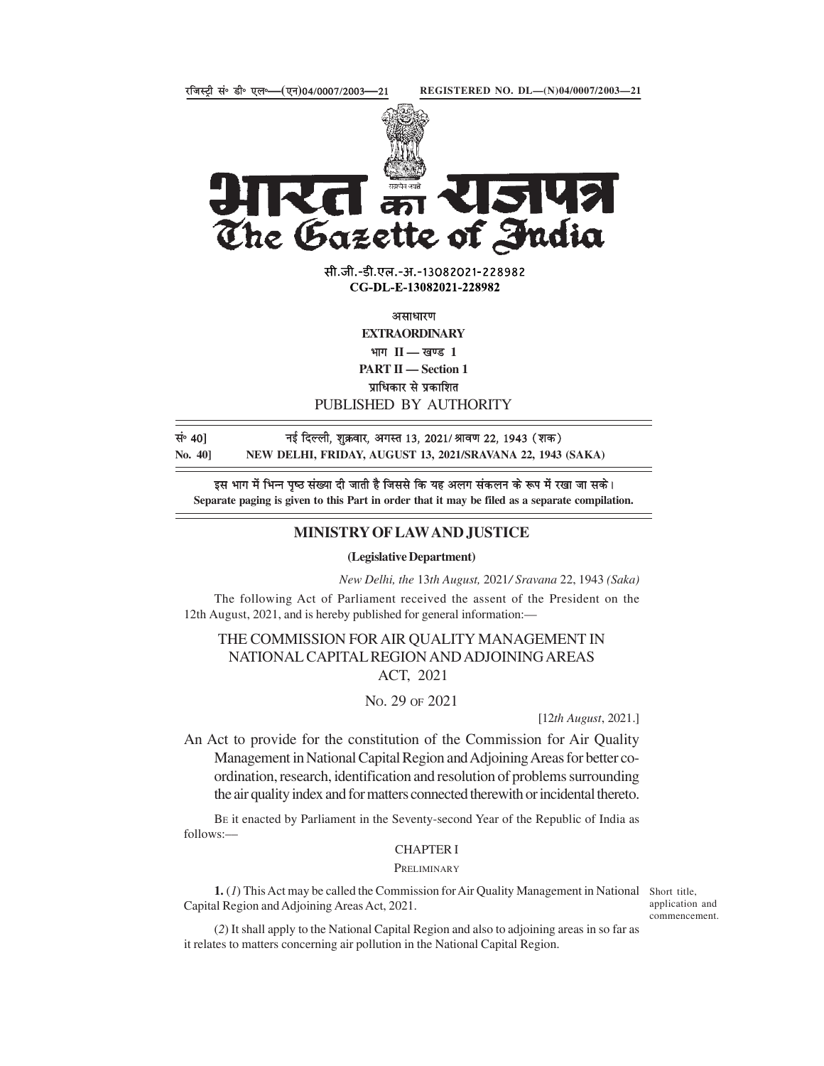रजिस्ट्री सं॰ डी॰ एल॰—(एन)04/0007/2003—21 REGISTERED NO. DL—(N)04/0007/2003—21

# भारत का राजपत्र
# The Gazette of India

सी.जी.-डी.एल.-अ.-13082021-228982
**CG-DL-E-13082021-228982**

असाधारण
**EXTRAORDINARY**
भाग II — खण्ड 1
**PART II — Section 1**
प्राधिकार से प्रकाशित
PUBLISHED BY AUTHORITY

सं॰ 40] नई दिल्ली, शुक्रवार, अगस्त 13, 2021/ श्रावण 22, 1943 (शक)
**No. 40] NEW DELHI, FRIDAY, AUGUST 13, 2021/SRAVANA 22, 1943 (SAKA)**

इस भाग में भिन्न पृष्ठ संख्या दी जाती है जिससे कि यह अलग संकलन के रूप में रखा जा सके।
**Separate paging is given to this Part in order that it may be filed as a separate compilation.**

## MINISTRY OF LAW AND JUSTICE

**(Legislative Department)**

*New Delhi, the* 13*th August,* 2021*/ Sravana* 22, 1943 *(Saka)*

The following Act of Parliament received the assent of the President on the 12th August, 2021, and is hereby published for general information:—

# THE COMMISSION FOR AIR QUALITY MANAGEMENT IN NATIONAL CAPITAL REGION AND ADJOINING AREAS ACT, 2021

No. 29 of 2021

[12*th August*, 2021.]

An Act to provide for the constitution of the Commission for Air Quality Management in National Capital Region and Adjoining Areas for better co-ordination, research, identification and resolution of problems surrounding the air quality index and for matters connected therewith or incidental thereto.

Be it enacted by Parliament in the Seventy-second Year of the Republic of India as follows:—

## CHAPTER I

### Preliminary

Short title, application and commencement.

**1.** (*1*) This Act may be called the Commission for Air Quality Management in National Capital Region and Adjoining Areas Act, 2021.

(*2*) It shall apply to the National Capital Region and also to adjoining areas in so far as it relates to matters concerning air pollution in the National Capital Region.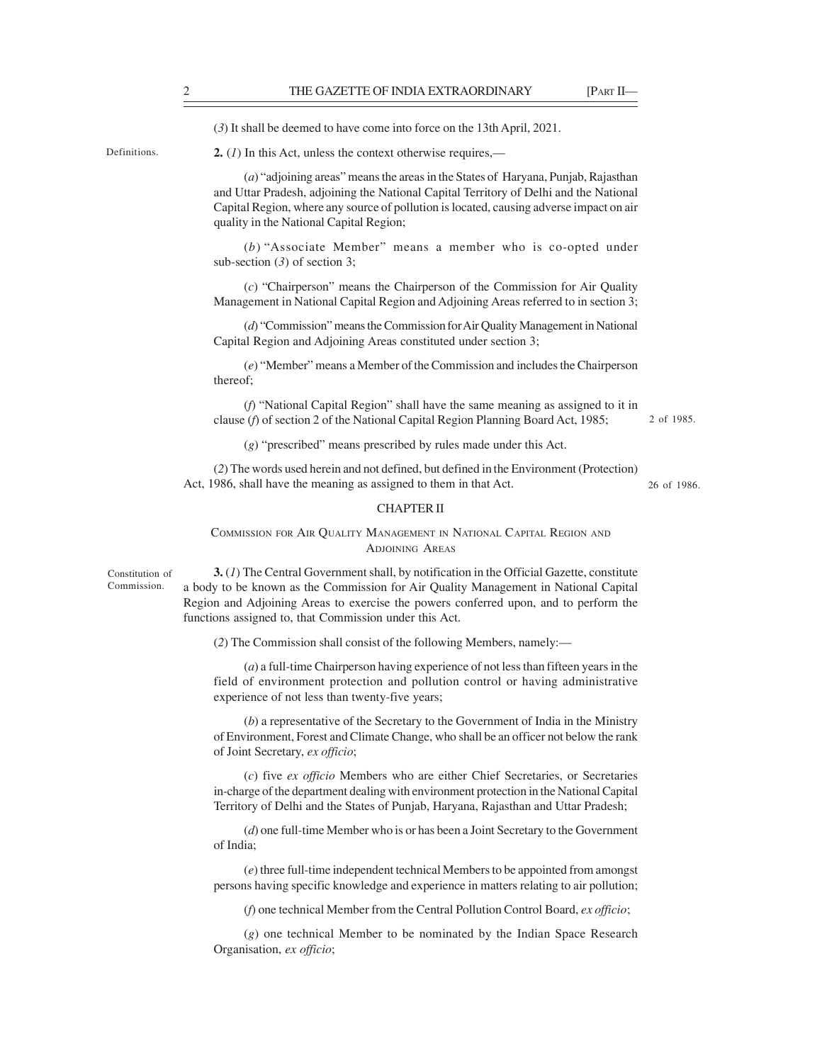(*3*) It shall be deemed to have come into force on the 13th April, 2021.

Definitions.

**2.** (*1*) In this Act, unless the context otherwise requires,—

(*a*) "adjoining areas" means the areas in the States of Haryana, Punjab, Rajasthan and Uttar Pradesh, adjoining the National Capital Territory of Delhi and the National Capital Region, where any source of pollution is located, causing adverse impact on air quality in the National Capital Region;

(*b*) "Associate Member" means a member who is co-opted under sub-section (*3*) of section 3;

(*c*) "Chairperson" means the Chairperson of the Commission for Air Quality Management in National Capital Region and Adjoining Areas referred to in section 3;

(*d*) "Commission" means the Commission for Air Quality Management in National Capital Region and Adjoining Areas constituted under section 3;

(*e*) "Member" means a Member of the Commission and includes the Chairperson thereof;

(*f*) "National Capital Region" shall have the same meaning as assigned to it in clause (*f*) of section 2 of the National Capital Region Planning Board Act, 1985;

2 of 1985.

(*g*) "prescribed" means prescribed by rules made under this Act.

(*2*) The words used herein and not defined, but defined in the Environment (Protection) Act, 1986, shall have the meaning as assigned to them in that Act.

26 of 1986.

## CHAPTER II

### COMMISSION FOR AIR QUALITY MANAGEMENT IN NATIONAL CAPITAL REGION AND ADJOINING AREAS

Constitution of Commission.

**3.** (*1*) The Central Government shall, by notification in the Official Gazette, constitute a body to be known as the Commission for Air Quality Management in National Capital Region and Adjoining Areas to exercise the powers conferred upon, and to perform the functions assigned to, that Commission under this Act.

(*2*) The Commission shall consist of the following Members, namely:—

(*a*) a full-time Chairperson having experience of not less than fifteen years in the field of environment protection and pollution control or having administrative experience of not less than twenty-five years;

(*b*) a representative of the Secretary to the Government of India in the Ministry of Environment, Forest and Climate Change, who shall be an officer not below the rank of Joint Secretary, *ex officio*;

(*c*) five *ex officio* Members who are either Chief Secretaries, or Secretaries in-charge of the department dealing with environment protection in the National Capital Territory of Delhi and the States of Punjab, Haryana, Rajasthan and Uttar Pradesh;

(*d*) one full-time Member who is or has been a Joint Secretary to the Government of India;

(*e*) three full-time independent technical Members to be appointed from amongst persons having specific knowledge and experience in matters relating to air pollution;

(*f*) one technical Member from the Central Pollution Control Board, *ex officio*;

(*g*) one technical Member to be nominated by the Indian Space Research Organisation, *ex officio*;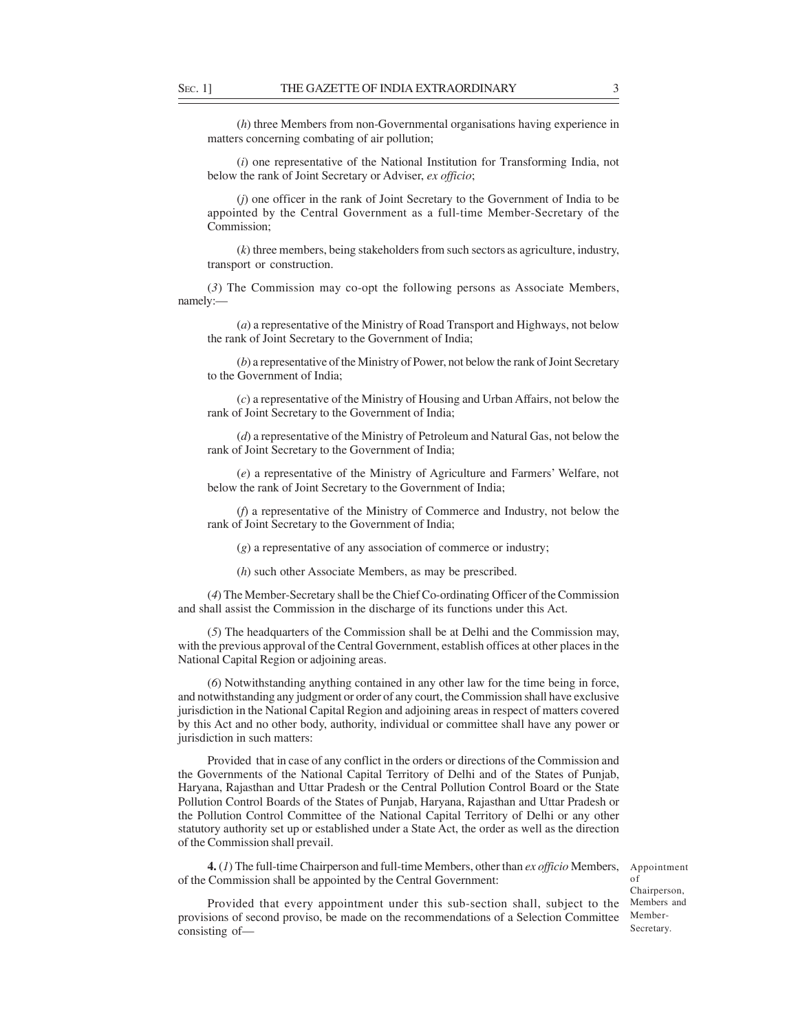(*h*) three Members from non-Governmental organisations having experience in matters concerning combating of air pollution;

(*i*) one representative of the National Institution for Transforming India, not below the rank of Joint Secretary or Adviser, *ex officio*;

(*j*) one officer in the rank of Joint Secretary to the Government of India to be appointed by the Central Government as a full-time Member-Secretary of the Commission;

(*k*) three members, being stakeholders from such sectors as agriculture, industry, transport or construction.

(*3*) The Commission may co-opt the following persons as Associate Members, namely:—

(*a*) a representative of the Ministry of Road Transport and Highways, not below the rank of Joint Secretary to the Government of India;

(*b*) a representative of the Ministry of Power, not below the rank of Joint Secretary to the Government of India;

(*c*) a representative of the Ministry of Housing and Urban Affairs, not below the rank of Joint Secretary to the Government of India;

(*d*) a representative of the Ministry of Petroleum and Natural Gas, not below the rank of Joint Secretary to the Government of India;

(*e*) a representative of the Ministry of Agriculture and Farmers' Welfare, not below the rank of Joint Secretary to the Government of India;

(*f*) a representative of the Ministry of Commerce and Industry, not below the rank of Joint Secretary to the Government of India;

(*g*) a representative of any association of commerce or industry;

(*h*) such other Associate Members, as may be prescribed.

(*4*) The Member-Secretary shall be the Chief Co-ordinating Officer of the Commission and shall assist the Commission in the discharge of its functions under this Act.

(*5*) The headquarters of the Commission shall be at Delhi and the Commission may, with the previous approval of the Central Government, establish offices at other places in the National Capital Region or adjoining areas.

(*6*) Notwithstanding anything contained in any other law for the time being in force, and notwithstanding any judgment or order of any court, the Commission shall have exclusive jurisdiction in the National Capital Region and adjoining areas in respect of matters covered by this Act and no other body, authority, individual or committee shall have any power or jurisdiction in such matters:

Provided that in case of any conflict in the orders or directions of the Commission and the Governments of the National Capital Territory of Delhi and of the States of Punjab, Haryana, Rajasthan and Uttar Pradesh or the Central Pollution Control Board or the State Pollution Control Boards of the States of Punjab, Haryana, Rajasthan and Uttar Pradesh or the Pollution Control Committee of the National Capital Territory of Delhi or any other statutory authority set up or established under a State Act, the order as well as the direction of the Commission shall prevail.

Appointment of Chairperson, Members and Member-Secretary.

**4.** (*1*) The full-time Chairperson and full-time Members, other than *ex officio* Members, of the Commission shall be appointed by the Central Government:

Provided that every appointment under this sub-section shall, subject to the provisions of second proviso, be made on the recommendations of a Selection Committee consisting of—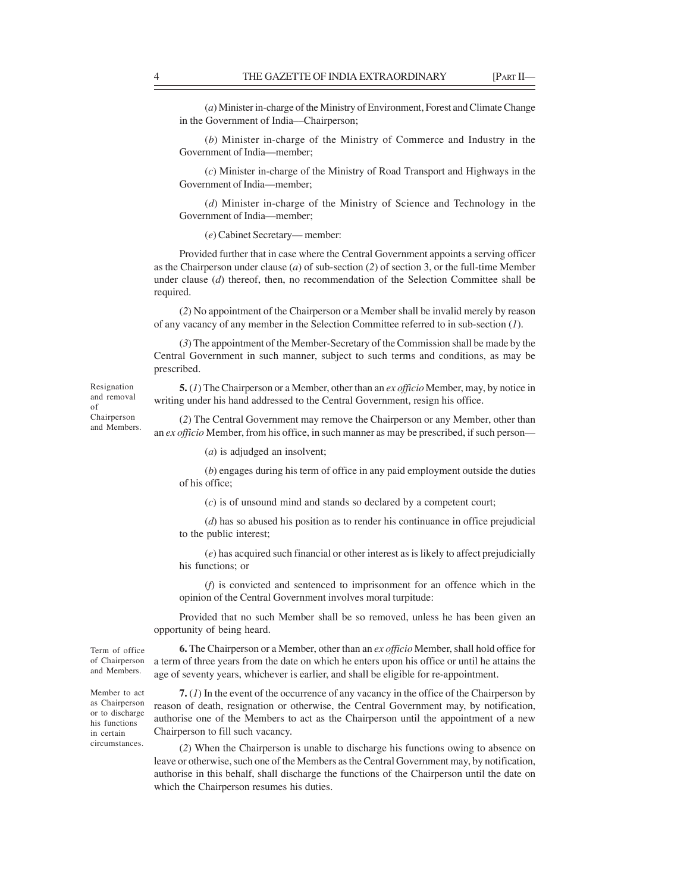(*a*) Minister in-charge of the Ministry of Environment, Forest and Climate Change in the Government of India—Chairperson;

(*b*) Minister in-charge of the Ministry of Commerce and Industry in the Government of India—member;

(*c*) Minister in-charge of the Ministry of Road Transport and Highways in the Government of India—member;

(*d*) Minister in-charge of the Ministry of Science and Technology in the Government of India—member;

(*e*) Cabinet Secretary— member:

Provided further that in case where the Central Government appoints a serving officer as the Chairperson under clause (*a*) of sub-section (*2*) of section 3, or the full-time Member under clause (*d*) thereof, then, no recommendation of the Selection Committee shall be required.

(*2*) No appointment of the Chairperson or a Member shall be invalid merely by reason of any vacancy of any member in the Selection Committee referred to in sub-section (*1*).

(*3*) The appointment of the Member-Secretary of the Commission shall be made by the Central Government in such manner, subject to such terms and conditions, as may be prescribed.

Resignation and removal of Chairperson and Members.

**5.** (*1*) The Chairperson or a Member, other than an *ex officio* Member, may, by notice in writing under his hand addressed to the Central Government, resign his office.

(*2*) The Central Government may remove the Chairperson or any Member, other than an *ex officio* Member, from his office, in such manner as may be prescribed, if such person—

(*a*) is adjudged an insolvent;

(*b*) engages during his term of office in any paid employment outside the duties of his office;

(*c*) is of unsound mind and stands so declared by a competent court;

(*d*) has so abused his position as to render his continuance in office prejudicial to the public interest;

(*e*) has acquired such financial or other interest as is likely to affect prejudicially his functions; or

(*f*) is convicted and sentenced to imprisonment for an offence which in the opinion of the Central Government involves moral turpitude:

Provided that no such Member shall be so removed, unless he has been given an opportunity of being heard.

Term of office of Chairperson and Members.

**6.** The Chairperson or a Member, other than an *ex officio* Member, shall hold office for a term of three years from the date on which he enters upon his office or until he attains the age of seventy years, whichever is earlier, and shall be eligible for re-appointment.

Member to act as Chairperson or to discharge his functions in certain circumstances.

**7.** (*1*) In the event of the occurrence of any vacancy in the office of the Chairperson by reason of death, resignation or otherwise, the Central Government may, by notification, authorise one of the Members to act as the Chairperson until the appointment of a new Chairperson to fill such vacancy.

(*2*) When the Chairperson is unable to discharge his functions owing to absence on leave or otherwise, such one of the Members as the Central Government may, by notification, authorise in this behalf, shall discharge the functions of the Chairperson until the date on which the Chairperson resumes his duties.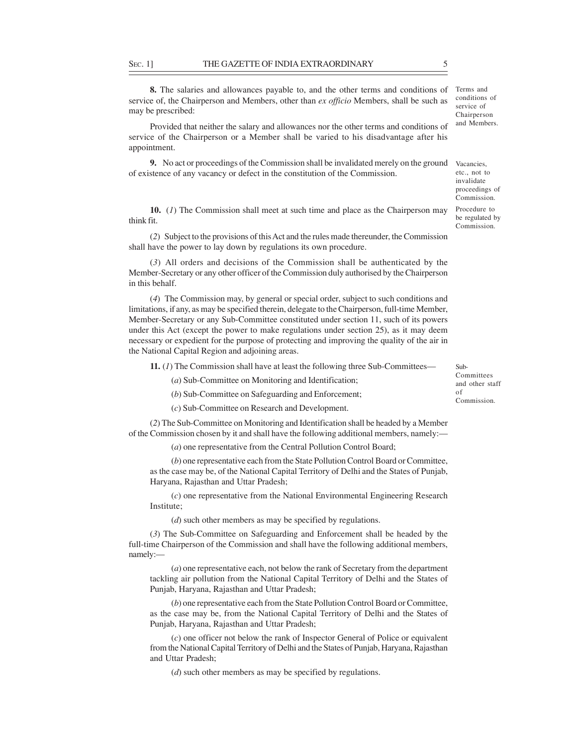**8.** The salaries and allowances payable to, and the other terms and conditions of service of, the Chairperson and Members, other than *ex officio* Members, shall be such as may be prescribed:

Terms and conditions of service of Chairperson and Members.

Provided that neither the salary and allowances nor the other terms and conditions of service of the Chairperson or a Member shall be varied to his disadvantage after his appointment.

**9.** No act or proceedings of the Commission shall be invalidated merely on the ground of existence of any vacancy or defect in the constitution of the Commission.

Vacancies, etc., not to invalidate proceedings of Commission.

**10.** (*1*) The Commission shall meet at such time and place as the Chairperson may think fit.

Procedure to be regulated by Commission.

(*2*) Subject to the provisions of this Act and the rules made thereunder, the Commission shall have the power to lay down by regulations its own procedure.

(*3*) All orders and decisions of the Commission shall be authenticated by the Member-Secretary or any other officer of the Commission duly authorised by the Chairperson in this behalf.

(*4*) The Commission may, by general or special order, subject to such conditions and limitations, if any, as may be specified therein, delegate to the Chairperson, full-time Member, Member-Secretary or any Sub-Committee constituted under section 11, such of its powers under this Act (except the power to make regulations under section 25), as it may deem necessary or expedient for the purpose of protecting and improving the quality of the air in the National Capital Region and adjoining areas.

**11.** (*1*) The Commission shall have at least the following three Sub-Committees—

Sub-Committees and other staff of Commission.

(*a*) Sub-Committee on Monitoring and Identification;

(*b*) Sub-Committee on Safeguarding and Enforcement;

(*c*) Sub-Committee on Research and Development.

(*2*) The Sub-Committee on Monitoring and Identification shall be headed by a Member of the Commission chosen by it and shall have the following additional members, namely:—

(*a*) one representative from the Central Pollution Control Board;

(*b*) one representative each from the State Pollution Control Board or Committee, as the case may be, of the National Capital Territory of Delhi and the States of Punjab, Haryana, Rajasthan and Uttar Pradesh;

(*c*) one representative from the National Environmental Engineering Research Institute;

(*d*) such other members as may be specified by regulations.

(*3*) The Sub-Committee on Safeguarding and Enforcement shall be headed by the full-time Chairperson of the Commission and shall have the following additional members, namely:—

(*a*) one representative each, not below the rank of Secretary from the department tackling air pollution from the National Capital Territory of Delhi and the States of Punjab, Haryana, Rajasthan and Uttar Pradesh;

(*b*) one representative each from the State Pollution Control Board or Committee, as the case may be, from the National Capital Territory of Delhi and the States of Punjab, Haryana, Rajasthan and Uttar Pradesh;

(*c*) one officer not below the rank of Inspector General of Police or equivalent from the National Capital Territory of Delhi and the States of Punjab, Haryana, Rajasthan and Uttar Pradesh;

(*d*) such other members as may be specified by regulations.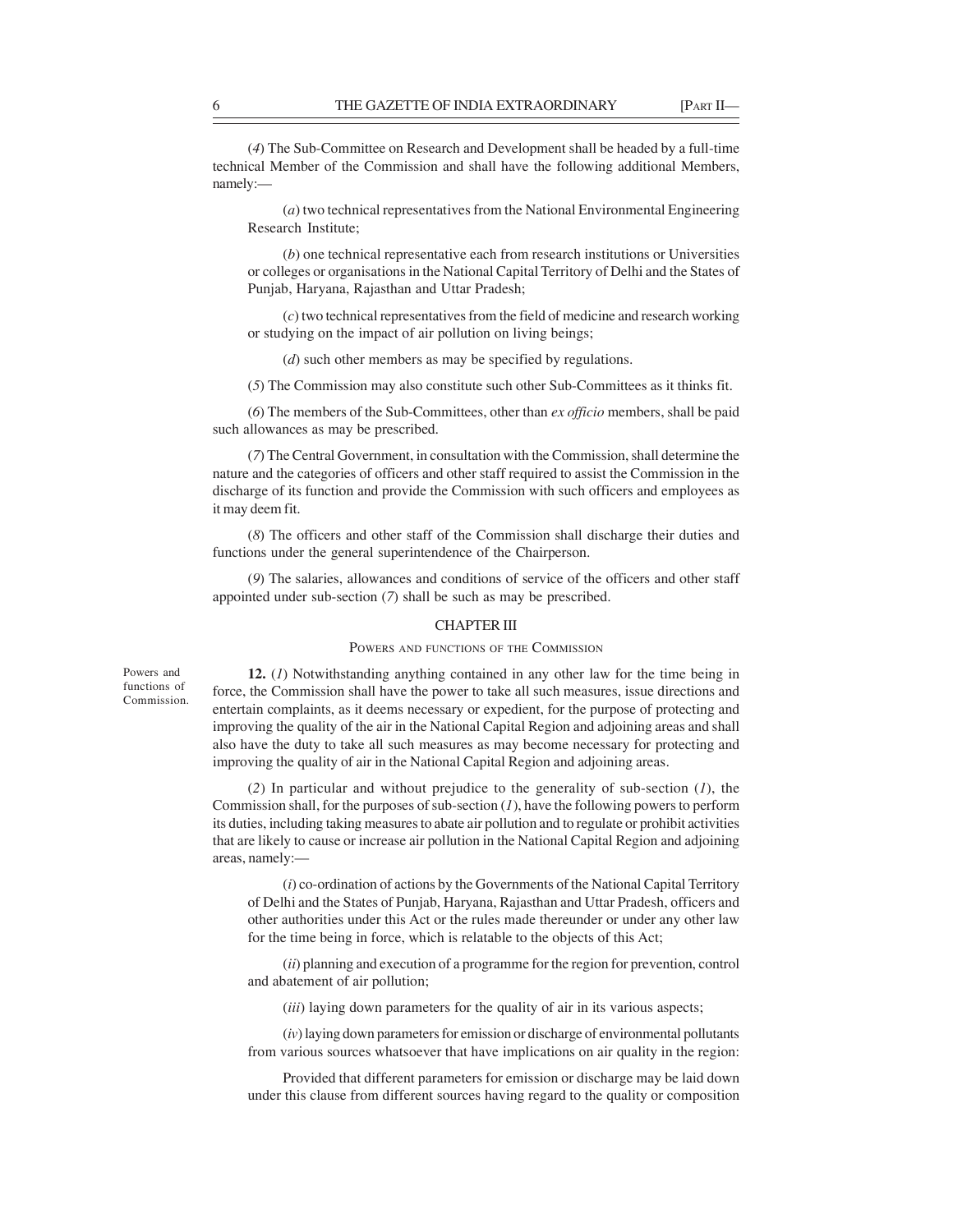(4) The Sub-Committee on Research and Development shall be headed by a full-time technical Member of the Commission and shall have the following additional Members, namely:—

(a) two technical representatives from the National Environmental Engineering Research Institute;

(b) one technical representative each from research institutions or Universities or colleges or organisations in the National Capital Territory of Delhi and the States of Punjab, Haryana, Rajasthan and Uttar Pradesh;

(c) two technical representatives from the field of medicine and research working or studying on the impact of air pollution on living beings;

(d) such other members as may be specified by regulations.

(5) The Commission may also constitute such other Sub-Committees as it thinks fit.

(6) The members of the Sub-Committees, other than *ex officio* members, shall be paid such allowances as may be prescribed.

(7) The Central Government, in consultation with the Commission, shall determine the nature and the categories of officers and other staff required to assist the Commission in the discharge of its function and provide the Commission with such officers and employees as it may deem fit.

(8) The officers and other staff of the Commission shall discharge their duties and functions under the general superintendence of the Chairperson.

(9) The salaries, allowances and conditions of service of the officers and other staff appointed under sub-section (7) shall be such as may be prescribed.

## CHAPTER III

### POWERS AND FUNCTIONS OF THE COMMISSION

Powers and functions of Commission.

**12.** (1) Notwithstanding anything contained in any other law for the time being in force, the Commission shall have the power to take all such measures, issue directions and entertain complaints, as it deems necessary or expedient, for the purpose of protecting and improving the quality of the air in the National Capital Region and adjoining areas and shall also have the duty to take all such measures as may become necessary for protecting and improving the quality of air in the National Capital Region and adjoining areas.

(2) In particular and without prejudice to the generality of sub-section (1), the Commission shall, for the purposes of sub-section (1), have the following powers to perform its duties, including taking measures to abate air pollution and to regulate or prohibit activities that are likely to cause or increase air pollution in the National Capital Region and adjoining areas, namely:—

(i) co-ordination of actions by the Governments of the National Capital Territory of Delhi and the States of Punjab, Haryana, Rajasthan and Uttar Pradesh, officers and other authorities under this Act or the rules made thereunder or under any other law for the time being in force, which is relatable to the objects of this Act;

(ii) planning and execution of a programme for the region for prevention, control and abatement of air pollution;

(iii) laying down parameters for the quality of air in its various aspects;

(iv) laying down parameters for emission or discharge of environmental pollutants from various sources whatsoever that have implications on air quality in the region:

Provided that different parameters for emission or discharge may be laid down under this clause from different sources having regard to the quality or composition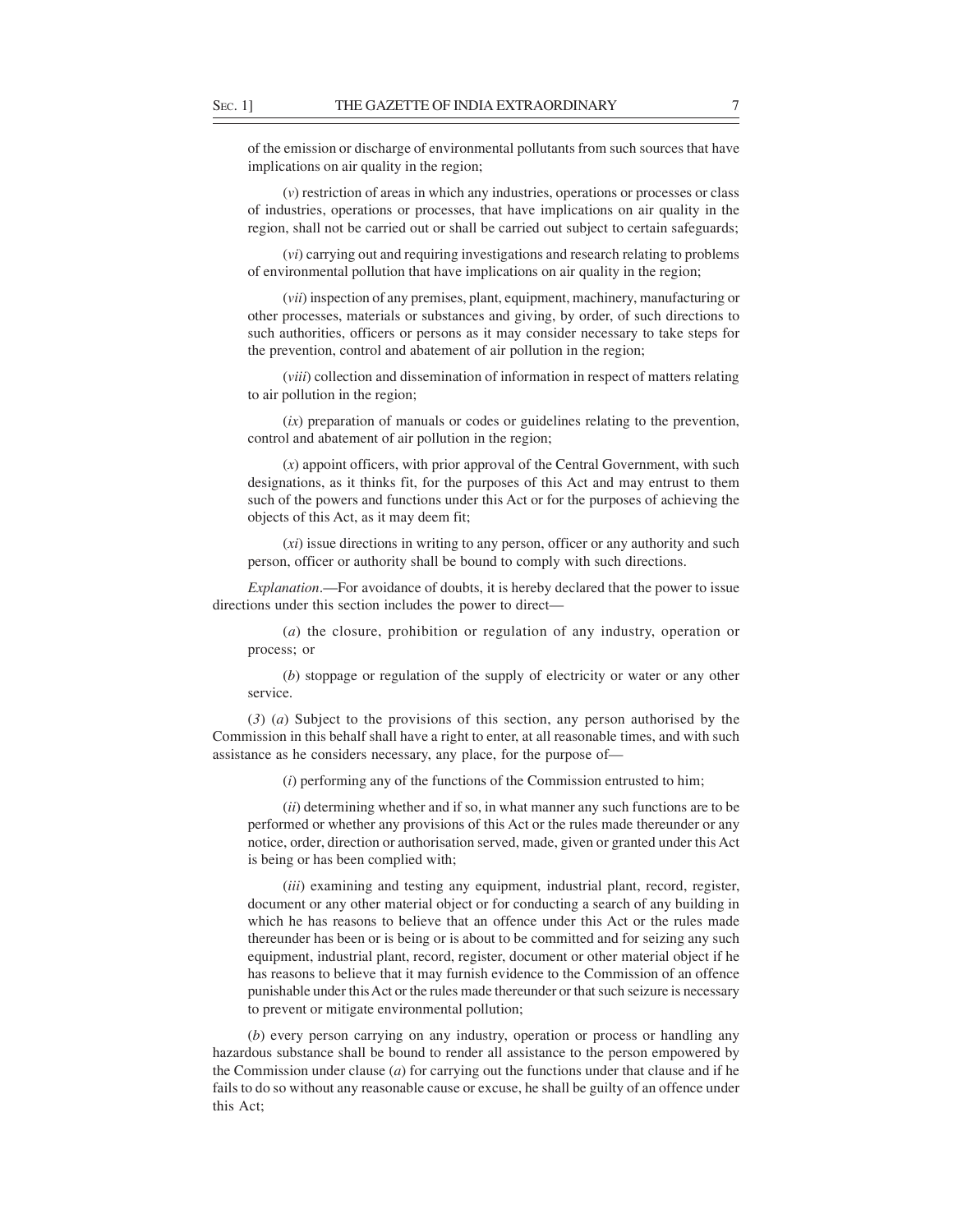of the emission or discharge of environmental pollutants from such sources that have implications on air quality in the region;

(*v*) restriction of areas in which any industries, operations or processes or class of industries, operations or processes, that have implications on air quality in the region, shall not be carried out or shall be carried out subject to certain safeguards;

(*vi*) carrying out and requiring investigations and research relating to problems of environmental pollution that have implications on air quality in the region;

(*vii*) inspection of any premises, plant, equipment, machinery, manufacturing or other processes, materials or substances and giving, by order, of such directions to such authorities, officers or persons as it may consider necessary to take steps for the prevention, control and abatement of air pollution in the region;

(*viii*) collection and dissemination of information in respect of matters relating to air pollution in the region;

(*ix*) preparation of manuals or codes or guidelines relating to the prevention, control and abatement of air pollution in the region;

(*x*) appoint officers, with prior approval of the Central Government, with such designations, as it thinks fit, for the purposes of this Act and may entrust to them such of the powers and functions under this Act or for the purposes of achieving the objects of this Act, as it may deem fit;

(*xi*) issue directions in writing to any person, officer or any authority and such person, officer or authority shall be bound to comply with such directions.

*Explanation*.—For avoidance of doubts, it is hereby declared that the power to issue directions under this section includes the power to direct—

(*a*) the closure, prohibition or regulation of any industry, operation or process; or

(*b*) stoppage or regulation of the supply of electricity or water or any other service.

(*3*) (*a*) Subject to the provisions of this section, any person authorised by the Commission in this behalf shall have a right to enter, at all reasonable times, and with such assistance as he considers necessary, any place, for the purpose of—

(*i*) performing any of the functions of the Commission entrusted to him;

(*ii*) determining whether and if so, in what manner any such functions are to be performed or whether any provisions of this Act or the rules made thereunder or any notice, order, direction or authorisation served, made, given or granted under this Act is being or has been complied with;

(*iii*) examining and testing any equipment, industrial plant, record, register, document or any other material object or for conducting a search of any building in which he has reasons to believe that an offence under this Act or the rules made thereunder has been or is being or is about to be committed and for seizing any such equipment, industrial plant, record, register, document or other material object if he has reasons to believe that it may furnish evidence to the Commission of an offence punishable under this Act or the rules made thereunder or that such seizure is necessary to prevent or mitigate environmental pollution;

(*b*) every person carrying on any industry, operation or process or handling any hazardous substance shall be bound to render all assistance to the person empowered by the Commission under clause (*a*) for carrying out the functions under that clause and if he fails to do so without any reasonable cause or excuse, he shall be guilty of an offence under this Act;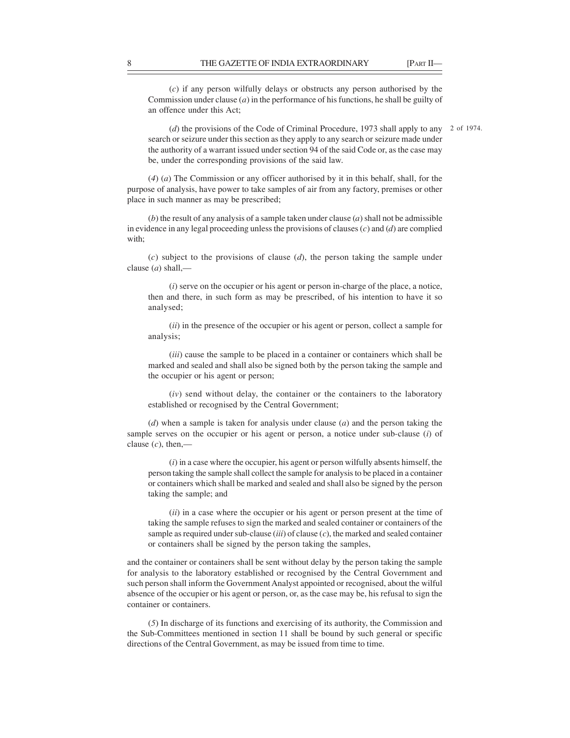(*c*) if any person wilfully delays or obstructs any person authorised by the Commission under clause (*a*) in the performance of his functions, he shall be guilty of an offence under this Act;

(*d*) the provisions of the Code of Criminal Procedure, 1973 shall apply to any search or seizure under this section as they apply to any search or seizure made under the authority of a warrant issued under section 94 of the said Code or, as the case may be, under the corresponding provisions of the said law. 2 of 1974.

(*4*) (*a*) The Commission or any officer authorised by it in this behalf, shall, for the purpose of analysis, have power to take samples of air from any factory, premises or other place in such manner as may be prescribed;

(*b*) the result of any analysis of a sample taken under clause (*a*) shall not be admissible in evidence in any legal proceeding unless the provisions of clauses (*c*) and (*d*) are complied with;

(*c*) subject to the provisions of clause (*d*), the person taking the sample under clause (*a*) shall,—

(*i*) serve on the occupier or his agent or person in-charge of the place, a notice, then and there, in such form as may be prescribed, of his intention to have it so analysed;

(*ii*) in the presence of the occupier or his agent or person, collect a sample for analysis;

(*iii*) cause the sample to be placed in a container or containers which shall be marked and sealed and shall also be signed both by the person taking the sample and the occupier or his agent or person;

(*iv*) send without delay, the container or the containers to the laboratory established or recognised by the Central Government;

(*d*) when a sample is taken for analysis under clause (*a*) and the person taking the sample serves on the occupier or his agent or person, a notice under sub-clause (*i*) of clause (*c*), then,—

(*i*) in a case where the occupier, his agent or person wilfully absents himself, the person taking the sample shall collect the sample for analysis to be placed in a container or containers which shall be marked and sealed and shall also be signed by the person taking the sample; and

(*ii*) in a case where the occupier or his agent or person present at the time of taking the sample refuses to sign the marked and sealed container or containers of the sample as required under sub-clause (*iii*) of clause (*c*), the marked and sealed container or containers shall be signed by the person taking the samples,

and the container or containers shall be sent without delay by the person taking the sample for analysis to the laboratory established or recognised by the Central Government and such person shall inform the Government Analyst appointed or recognised, about the wilful absence of the occupier or his agent or person, or, as the case may be, his refusal to sign the container or containers.

(*5*) In discharge of its functions and exercising of its authority, the Commission and the Sub-Committees mentioned in section 11 shall be bound by such general or specific directions of the Central Government, as may be issued from time to time.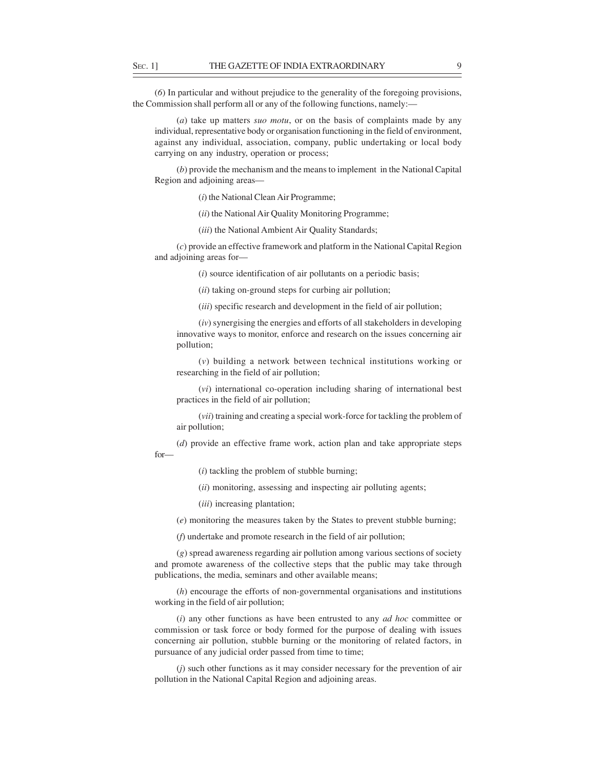(*6*) In particular and without prejudice to the generality of the foregoing provisions, the Commission shall perform all or any of the following functions, namely:—

(*a*) take up matters *suo motu*, or on the basis of complaints made by any individual, representative body or organisation functioning in the field of environment, against any individual, association, company, public undertaking or local body carrying on any industry, operation or process;

(*b*) provide the mechanism and the means to implement in the National Capital Region and adjoining areas—

(*i*) the National Clean Air Programme;

(*ii*) the National Air Quality Monitoring Programme;

(*iii*) the National Ambient Air Quality Standards;

(*c*) provide an effective framework and platform in the National Capital Region and adjoining areas for—

(*i*) source identification of air pollutants on a periodic basis;

(*ii*) taking on-ground steps for curbing air pollution;

(*iii*) specific research and development in the field of air pollution;

(*iv*) synergising the energies and efforts of all stakeholders in developing innovative ways to monitor, enforce and research on the issues concerning air pollution;

(*v*) building a network between technical institutions working or researching in the field of air pollution;

(*vi*) international co-operation including sharing of international best practices in the field of air pollution;

(*vii*) training and creating a special work-force for tackling the problem of air pollution;

(*d*) provide an effective frame work, action plan and take appropriate steps for—

(*i*) tackling the problem of stubble burning;

(*ii*) monitoring, assessing and inspecting air polluting agents;

(*iii*) increasing plantation;

(*e*) monitoring the measures taken by the States to prevent stubble burning;

(*f*) undertake and promote research in the field of air pollution;

(*g*) spread awareness regarding air pollution among various sections of society and promote awareness of the collective steps that the public may take through publications, the media, seminars and other available means;

(*h*) encourage the efforts of non-governmental organisations and institutions working in the field of air pollution;

(*i*) any other functions as have been entrusted to any *ad hoc* committee or commission or task force or body formed for the purpose of dealing with issues concerning air pollution, stubble burning or the monitoring of related factors, in pursuance of any judicial order passed from time to time;

(*j*) such other functions as it may consider necessary for the prevention of air pollution in the National Capital Region and adjoining areas.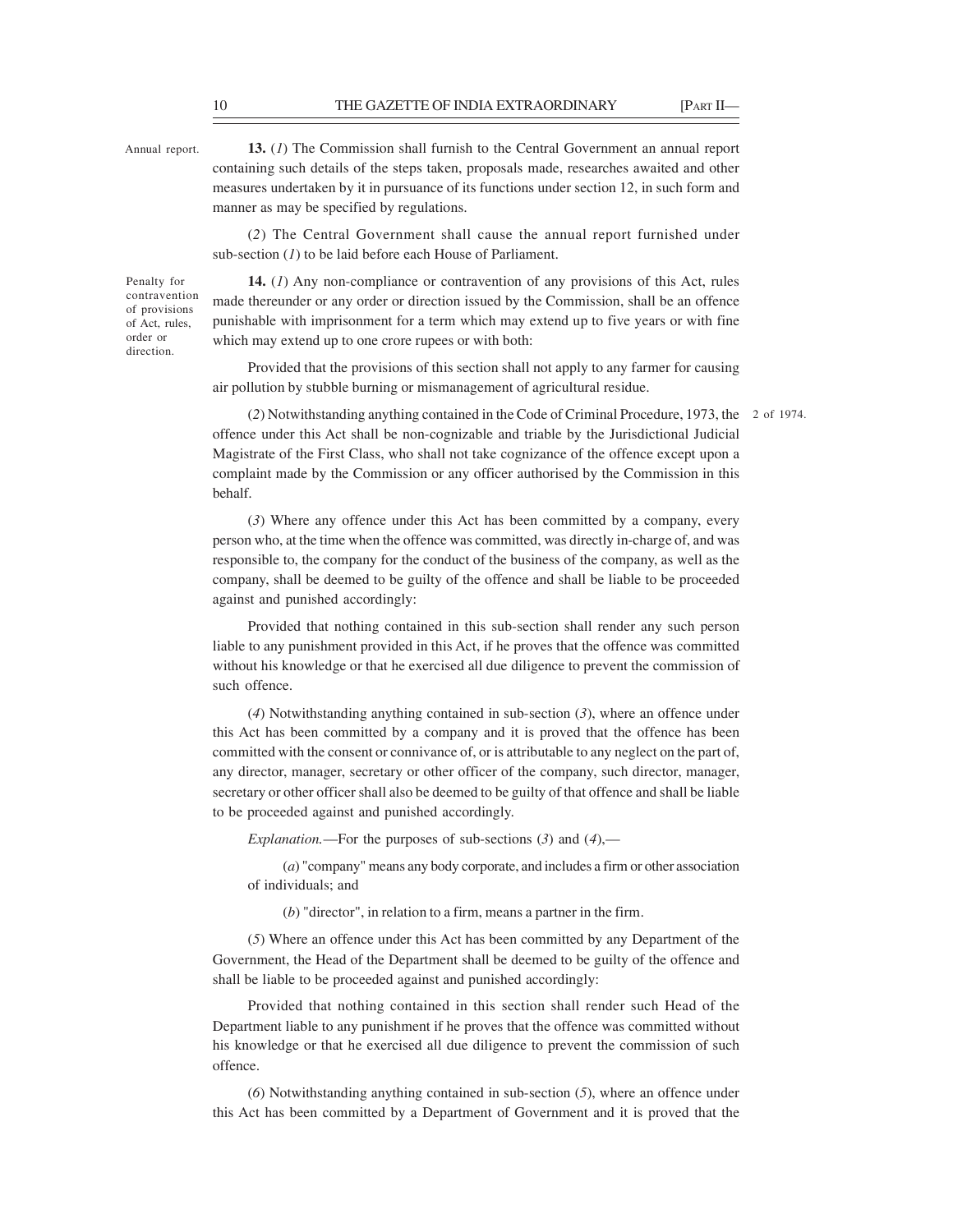Annual report.

**13.** (*1*) The Commission shall furnish to the Central Government an annual report containing such details of the steps taken, proposals made, researches awaited and other measures undertaken by it in pursuance of its functions under section 12, in such form and manner as may be specified by regulations.

(*2*) The Central Government shall cause the annual report furnished under sub-section (*1*) to be laid before each House of Parliament.

Penalty for contravention of provisions of Act, rules, order or direction.

**14.** (*1*) Any non-compliance or contravention of any provisions of this Act, rules made thereunder or any order or direction issued by the Commission, shall be an offence punishable with imprisonment for a term which may extend up to five years or with fine which may extend up to one crore rupees or with both:

Provided that the provisions of this section shall not apply to any farmer for causing air pollution by stubble burning or mismanagement of agricultural residue.

(*2*) Notwithstanding anything contained in the Code of Criminal Procedure, 1973, the offence under this Act shall be non-cognizable and triable by the Jurisdictional Judicial Magistrate of the First Class, who shall not take cognizance of the offence except upon a complaint made by the Commission or any officer authorised by the Commission in this behalf.

2 of 1974.

(*3*) Where any offence under this Act has been committed by a company, every person who, at the time when the offence was committed, was directly in-charge of, and was responsible to, the company for the conduct of the business of the company, as well as the company, shall be deemed to be guilty of the offence and shall be liable to be proceeded against and punished accordingly:

Provided that nothing contained in this sub-section shall render any such person liable to any punishment provided in this Act, if he proves that the offence was committed without his knowledge or that he exercised all due diligence to prevent the commission of such offence.

(*4*) Notwithstanding anything contained in sub-section (*3*), where an offence under this Act has been committed by a company and it is proved that the offence has been committed with the consent or connivance of, or is attributable to any neglect on the part of, any director, manager, secretary or other officer of the company, such director, manager, secretary or other officer shall also be deemed to be guilty of that offence and shall be liable to be proceeded against and punished accordingly.

*Explanation.*—For the purposes of sub-sections (*3*) and (*4*),—

(*a*) "company" means any body corporate, and includes a firm or other association of individuals; and

(*b*) "director", in relation to a firm, means a partner in the firm.

(*5*) Where an offence under this Act has been committed by any Department of the Government, the Head of the Department shall be deemed to be guilty of the offence and shall be liable to be proceeded against and punished accordingly:

Provided that nothing contained in this section shall render such Head of the Department liable to any punishment if he proves that the offence was committed without his knowledge or that he exercised all due diligence to prevent the commission of such offence.

(*6*) Notwithstanding anything contained in sub-section (*5*), where an offence under this Act has been committed by a Department of Government and it is proved that the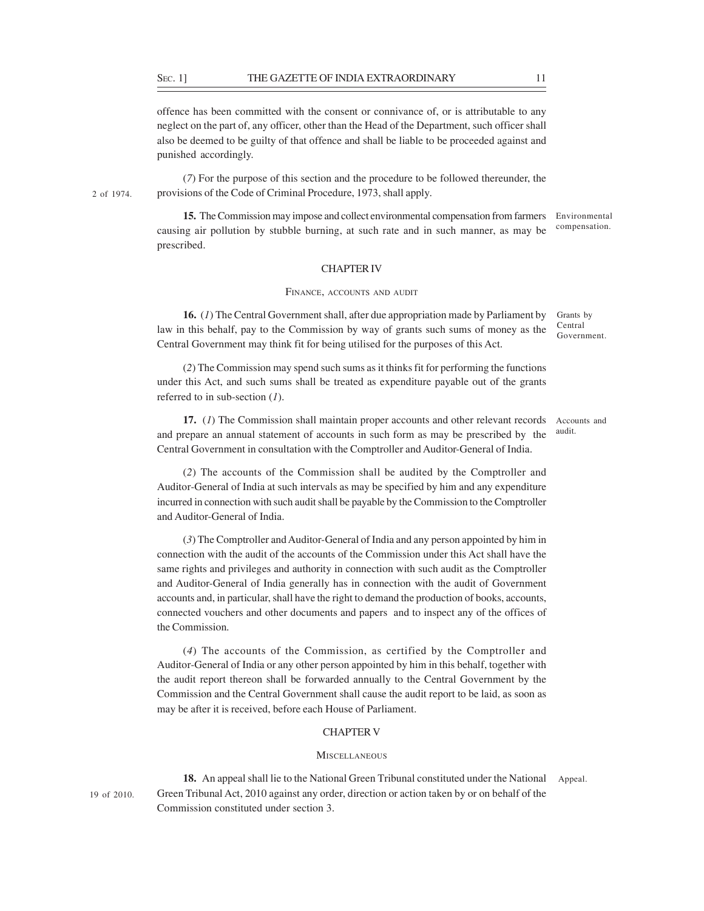offence has been committed with the consent or connivance of, or is attributable to any neglect on the part of, any officer, other than the Head of the Department, such officer shall also be deemed to be guilty of that offence and shall be liable to be proceeded against and punished accordingly.

(*7*) For the purpose of this section and the procedure to be followed thereunder, the provisions of the Code of Criminal Procedure, 1973, shall apply.

2 of 1974.

Environmental compensation.

**15.** The Commission may impose and collect environmental compensation from farmers causing air pollution by stubble burning, at such rate and in such manner, as may be prescribed.

## CHAPTER IV

### FINANCE, ACCOUNTS AND AUDIT

Grants by Central Government.

**16.** (*1*) The Central Government shall, after due appropriation made by Parliament by law in this behalf, pay to the Commission by way of grants such sums of money as the Central Government may think fit for being utilised for the purposes of this Act.

(*2*) The Commission may spend such sums as it thinks fit for performing the functions under this Act, and such sums shall be treated as expenditure payable out of the grants referred to in sub-section (*1*).

Accounts and audit.

**17.** (*1*) The Commission shall maintain proper accounts and other relevant records and prepare an annual statement of accounts in such form as may be prescribed by the Central Government in consultation with the Comptroller and Auditor-General of India.

(*2*) The accounts of the Commission shall be audited by the Comptroller and Auditor-General of India at such intervals as may be specified by him and any expenditure incurred in connection with such audit shall be payable by the Commission to the Comptroller and Auditor-General of India.

(*3*) The Comptroller and Auditor-General of India and any person appointed by him in connection with the audit of the accounts of the Commission under this Act shall have the same rights and privileges and authority in connection with such audit as the Comptroller and Auditor-General of India generally has in connection with the audit of Government accounts and, in particular, shall have the right to demand the production of books, accounts, connected vouchers and other documents and papers and to inspect any of the offices of the Commission.

(*4*) The accounts of the Commission, as certified by the Comptroller and Auditor-General of India or any other person appointed by him in this behalf, together with the audit report thereon shall be forwarded annually to the Central Government by the Commission and the Central Government shall cause the audit report to be laid, as soon as may be after it is received, before each House of Parliament.

## CHAPTER V

### MISCELLANEOUS

Appeal.

19 of 2010.

**18.** An appeal shall lie to the National Green Tribunal constituted under the National Green Tribunal Act, 2010 against any order, direction or action taken by or on behalf of the Commission constituted under section 3.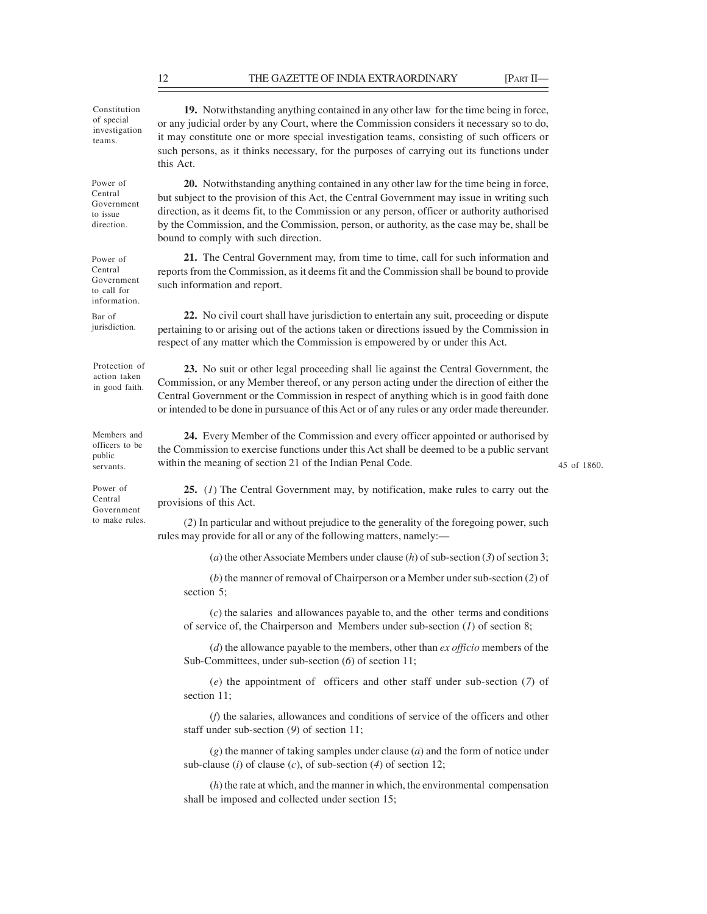**Constitution of special investigation teams.**

**19.** Notwithstanding anything contained in any other law for the time being in force, or any judicial order by any Court, where the Commission considers it necessary so to do, it may constitute one or more special investigation teams, consisting of such officers or such persons, as it thinks necessary, for the purposes of carrying out its functions under this Act.

**Power of Central Government to issue direction.**

**20.** Notwithstanding anything contained in any other law for the time being in force, but subject to the provision of this Act, the Central Government may issue in writing such direction, as it deems fit, to the Commission or any person, officer or authority authorised by the Commission, and the Commission, person, or authority, as the case may be, shall be bound to comply with such direction.

**Power of Central Government to call for information.**

**21.** The Central Government may, from time to time, call for such information and reports from the Commission, as it deems fit and the Commission shall be bound to provide such information and report.

**Bar of jurisdiction.**

**22.** No civil court shall have jurisdiction to entertain any suit, proceeding or dispute pertaining to or arising out of the actions taken or directions issued by the Commission in respect of any matter which the Commission is empowered by or under this Act.

**Protection of action taken in good faith.**

**23.** No suit or other legal proceeding shall lie against the Central Government, the Commission, or any Member thereof, or any person acting under the direction of either the Central Government or the Commission in respect of anything which is in good faith done or intended to be done in pursuance of this Act or of any rules or any order made thereunder.

**Members and officers to be public servants.**

**24.** Every Member of the Commission and every officer appointed or authorised by the Commission to exercise functions under this Act shall be deemed to be a public servant within the meaning of section 21 of the Indian Penal Code. (45 of 1860.)

**Power of Central Government to make rules.**

**25.** (*1*) The Central Government may, by notification, make rules to carry out the provisions of this Act.

(*2*) In particular and without prejudice to the generality of the foregoing power, such rules may provide for all or any of the following matters, namely:—

(*a*) the other Associate Members under clause (*h*) of sub-section (*3*) of section 3;

(*b*) the manner of removal of Chairperson or a Member under sub-section (*2*) of section 5;

(*c*) the salaries and allowances payable to, and the other terms and conditions of service of, the Chairperson and Members under sub-section (*1*) of section 8;

(*d*) the allowance payable to the members, other than *ex officio* members of the Sub-Committees, under sub-section (*6*) of section 11;

(*e*) the appointment of officers and other staff under sub-section (*7*) of section 11;

(*f*) the salaries, allowances and conditions of service of the officers and other staff under sub-section (*9*) of section 11;

(*g*) the manner of taking samples under clause (*a*) and the form of notice under sub-clause (*i*) of clause (*c*), of sub-section (*4*) of section 12;

(*h*) the rate at which, and the manner in which, the environmental compensation shall be imposed and collected under section 15;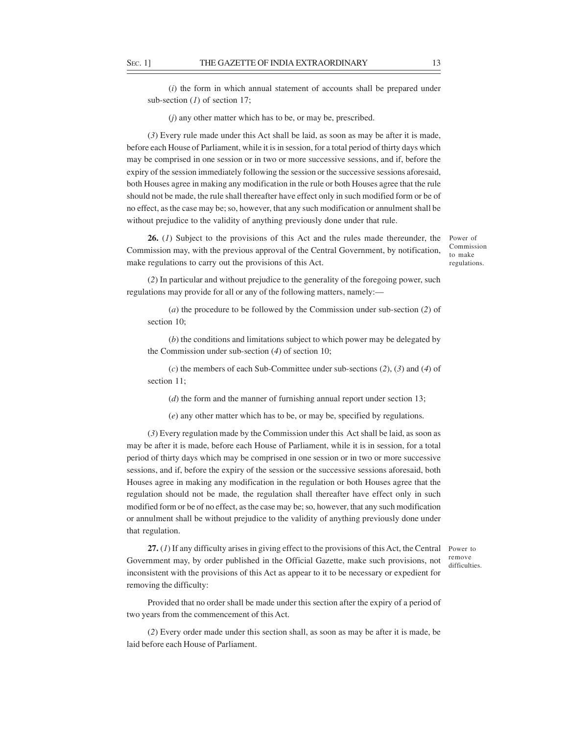(*i*) the form in which annual statement of accounts shall be prepared under sub-section (*1*) of section 17;

(*j*) any other matter which has to be, or may be, prescribed.

(*3*) Every rule made under this Act shall be laid, as soon as may be after it is made, before each House of Parliament, while it is in session, for a total period of thirty days which may be comprised in one session or in two or more successive sessions, and if, before the expiry of the session immediately following the session or the successive sessions aforesaid, both Houses agree in making any modification in the rule or both Houses agree that the rule should not be made, the rule shall thereafter have effect only in such modified form or be of no effect, as the case may be; so, however, that any such modification or annulment shall be without prejudice to the validity of anything previously done under that rule.

Power of Commission to make regulations.

**26.** (*1*) Subject to the provisions of this Act and the rules made thereunder, the Commission may, with the previous approval of the Central Government, by notification, make regulations to carry out the provisions of this Act.

(*2*) In particular and without prejudice to the generality of the foregoing power, such regulations may provide for all or any of the following matters, namely:—

(*a*) the procedure to be followed by the Commission under sub-section (*2*) of section 10;

(*b*) the conditions and limitations subject to which power may be delegated by the Commission under sub-section (*4*) of section 10;

(*c*) the members of each Sub-Committee under sub-sections (*2*), (*3*) and (*4*) of section 11;

(*d*) the form and the manner of furnishing annual report under section 13;

(*e*) any other matter which has to be, or may be, specified by regulations.

(*3*) Every regulation made by the Commission under this Act shall be laid, as soon as may be after it is made, before each House of Parliament, while it is in session, for a total period of thirty days which may be comprised in one session or in two or more successive sessions, and if, before the expiry of the session or the successive sessions aforesaid, both Houses agree in making any modification in the regulation or both Houses agree that the regulation should not be made, the regulation shall thereafter have effect only in such modified form or be of no effect, as the case may be; so, however, that any such modification or annulment shall be without prejudice to the validity of anything previously done under that regulation.

Power to remove difficulties.

**27.** (*1*) If any difficulty arises in giving effect to the provisions of this Act, the Central Government may, by order published in the Official Gazette, make such provisions, not inconsistent with the provisions of this Act as appear to it to be necessary or expedient for removing the difficulty:

Provided that no order shall be made under this section after the expiry of a period of two years from the commencement of this Act.

(*2*) Every order made under this section shall, as soon as may be after it is made, be laid before each House of Parliament.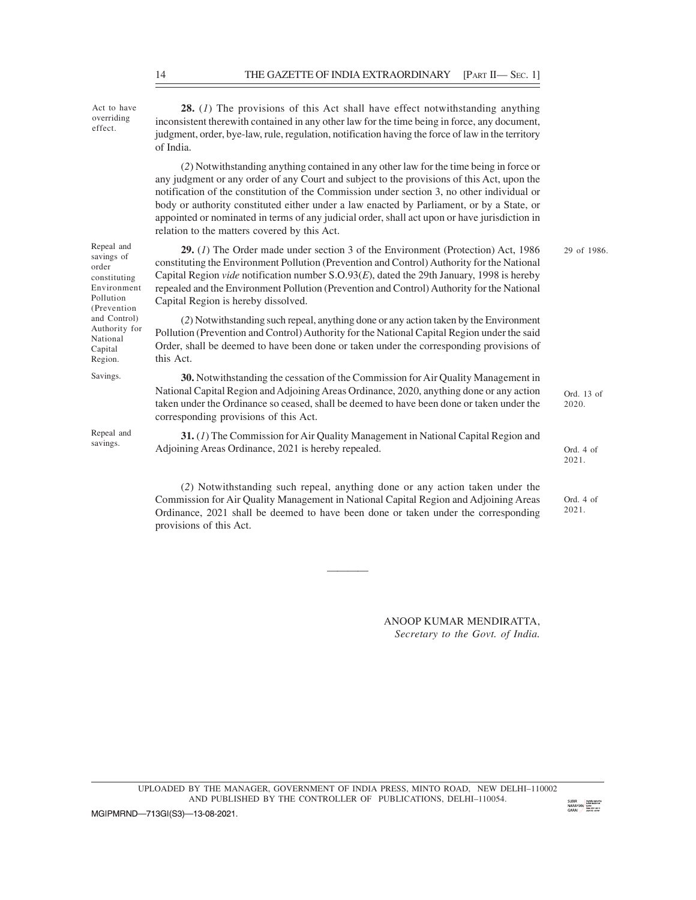Act to have overriding effect.

**28.** (*1*) The provisions of this Act shall have effect notwithstanding anything inconsistent therewith contained in any other law for the time being in force, any document, judgment, order, bye-law, rule, regulation, notification having the force of law in the territory of India.

(*2*) Notwithstanding anything contained in any other law for the time being in force or any judgment or any order of any Court and subject to the provisions of this Act, upon the notification of the constitution of the Commission under section 3, no other individual or body or authority constituted either under a law enacted by Parliament, or by a State, or appointed or nominated in terms of any judicial order, shall act upon or have jurisdiction in relation to the matters covered by this Act.

Repeal and savings of order constituting Environment Pollution (Prevention and Control) Authority for National Capital Region.

**29.** (*1*) The Order made under section 3 of the Environment (Protection) Act, 1986 constituting the Environment Pollution (Prevention and Control) Authority for the National Capital Region *vide* notification number S.O.93(*E*), dated the 29th January, 1998 is hereby repealed and the Environment Pollution (Prevention and Control) Authority for the National Capital Region is hereby dissolved.

29 of 1986.

(*2*) Notwithstanding such repeal, anything done or any action taken by the Environment Pollution (Prevention and Control) Authority for the National Capital Region under the said Order, shall be deemed to have been done or taken under the corresponding provisions of this Act.

Savings.

**30.** Notwithstanding the cessation of the Commission for Air Quality Management in National Capital Region and Adjoining Areas Ordinance, 2020, anything done or any action taken under the Ordinance so ceased, shall be deemed to have been done or taken under the corresponding provisions of this Act.

Ord. 13 of 2020.

Repeal and savings.

**31.** (*1*) The Commission for Air Quality Management in National Capital Region and Adjoining Areas Ordinance, 2021 is hereby repealed.

Ord. 4 of 2021.

(*2*) Notwithstanding such repeal, anything done or any action taken under the Commission for Air Quality Management in National Capital Region and Adjoining Areas Ordinance, 2021 shall be deemed to have been done or taken under the corresponding provisions of this Act.

Ord. 4 of 2021.

————

ANOOP KUMAR MENDIRATTA,
*Secretary to the Govt. of India.*

UPLOADED BY THE MANAGER, GOVERNMENT OF INDIA PRESS, MINTO ROAD, NEW DELHI–110002 AND PUBLISHED BY THE CONTROLLER OF PUBLICATIONS, DELHI–110054.

MGIPMRND—713GI(S3)—13-08-2021.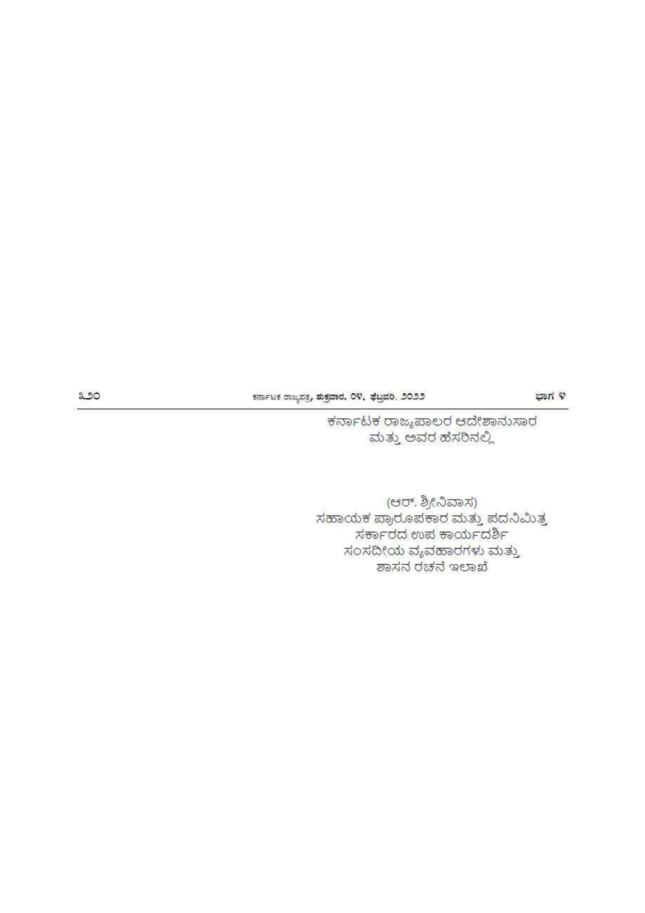ಕರ್ನಾಟಕ ರಾಜ್ಯಪಾಲರ ಆದೇಶಾನುಸಾರ
ಮತ್ತು ಅವರ ಹೆಸರಿನಲ್ಲಿ

(ಆರ್. ಶ್ರೀನಿವಾಸ)
ಸಹಾಯಕ ಪ್ರಾರೂಪಕಾರ ಮತ್ತು ಪದನಿಮಿತ್ತ
ಸರ್ಕಾರದ ಉಪ ಕಾರ್ಯದರ್ಶಿ
ಸಂಸದೀಯ ವ್ಯವಹಾರಗಳು ಮತ್ತು
ಶಾಸನ ರಚನೆ ಇಲಾಖೆ